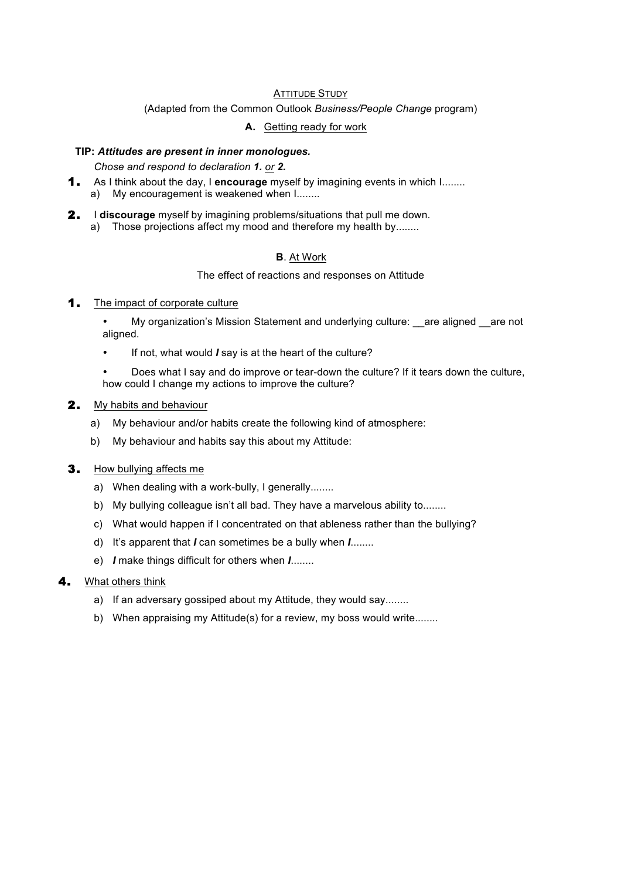# ATTITUDE STUDY

(Adapted from the Common Outlook *Business/People Change* program)

## A. Getting ready for work

**TIP: *Attitudes are present in inner monologues.***

*Chose and respond to declaration **1.** or **2.***

**1.** As I think about the day, I **encourage** myself by imagining events in which I........

   a) My encouragement is weakened when I........

**2.** I **discourage** myself by imagining problems/situations that pull me down.

   a) Those projections affect my mood and therefore my health by........

## B. At Work

The effect of reactions and responses on Attitude

**1.** The impact of corporate culture

- My organization's Mission Statement and underlying culture: __are aligned __are not aligned.
- If not, what would ***I*** say is at the heart of the culture?
- Does what I say and do improve or tear-down the culture? If it tears down the culture, how could I change my actions to improve the culture?

**2.** My habits and behaviour

   a) My behaviour and/or habits create the following kind of atmosphere:

   b) My behaviour and habits say this about my Attitude:

**3.** How bullying affects me

   a) When dealing with a work-bully, I generally........

   b) My bullying colleague isn't all bad. They have a marvelous ability to........

   c) What would happen if I concentrated on that ableness rather than the bullying?

   d) It's apparent that ***I*** can sometimes be a bully when ***I***........

   e) ***I*** make things difficult for others when ***I***........

**4.** What others think

   a) If an adversary gossiped about my Attitude, they would say........

   b) When appraising my Attitude(s) for a review, my boss would write........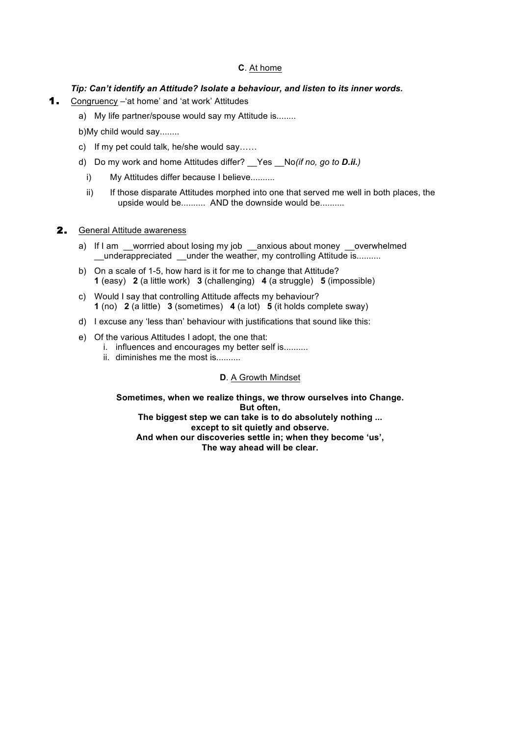**C**. At home

***Tip: Can't identify an Attitude? Isolate a behaviour, and listen to its inner words.***

**1.** Congruency –'at home' and 'at work' Attitudes

a) My life partner/spouse would say my Attitude is........

b)My child would say........

c) If my pet could talk, he/she would say……

d) Do my work and home Attitudes differ? __Yes __No*(if no, go to **D.ii.**)*

i) My Attitudes differ because I believe..........

ii) If those disparate Attitudes morphed into one that served me well in both places, the upside would be.......... AND the downside would be..........

**2.** General Attitude awareness

a) If I am __worrried about losing my job __anxious about money __overwhelmed __underappreciated __under the weather, my controlling Attitude is..........

b) On a scale of 1-5, how hard is it for me to change that Attitude?
**1** (easy) **2** (a little work) **3** (challenging) **4** (a struggle) **5** (impossible)

c) Would I say that controlling Attitude affects my behaviour?
**1** (no) **2** (a little) **3** (sometimes) **4** (a lot) **5** (it holds complete sway)

d) I excuse any 'less than' behaviour with justifications that sound like this:

e) Of the various Attitudes I adopt, the one that:
  i. influences and encourages my better self is..........
  ii. diminishes me the most is..........

**D**. A Growth Mindset

**Sometimes, when we realize things, we throw ourselves into Change.**
**But often,**
**The biggest step we can take is to do absolutely nothing ...**
**except to sit quietly and observe.**
**And when our discoveries settle in; when they become 'us',**
**The way ahead will be clear.**